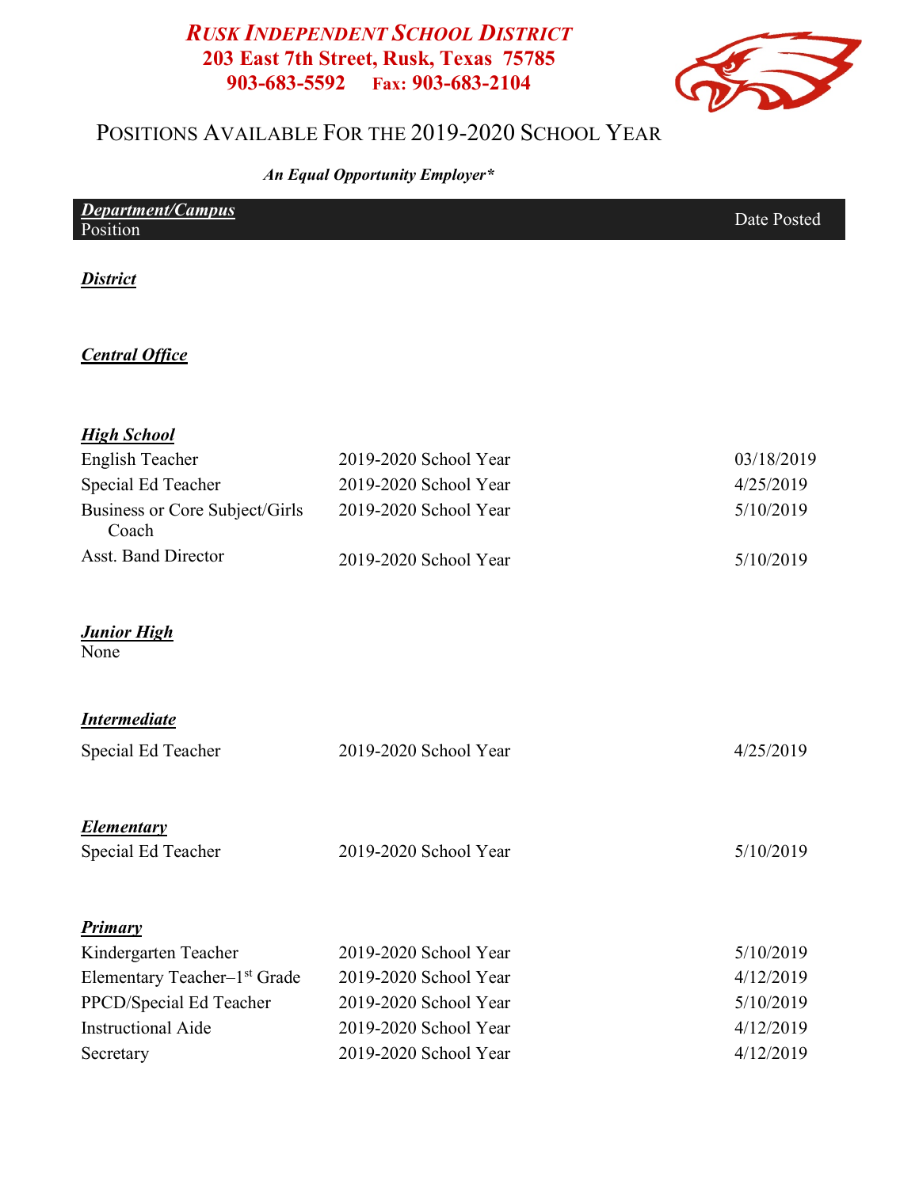# ***RUSK INDEPENDENT SCHOOL DISTRICT***

**203 East 7th Street, Rusk, Texas 75785**

**903-683-5592 Fax: 903-683-2104**

## POSITIONS AVAILABLE FOR THE 2019-2020 SCHOOL YEAR

***An Equal Opportunity Employer****

| ***Department/Campus*** Position | | Date Posted |
|---|---|---|
| ***District*** | | |
| ***Central Office*** | | |
| ***High School*** | | |
| English Teacher | 2019-2020 School Year | 03/18/2019 |
| Special Ed Teacher | 2019-2020 School Year | 4/25/2019 |
| Business or Core Subject/Girls Coach | 2019-2020 School Year | 5/10/2019 |
| Asst. Band Director | 2019-2020 School Year | 5/10/2019 |
| ***Junior High*** | | |
| None | | |
| ***Intermediate*** | | |
| Special Ed Teacher | 2019-2020 School Year | 4/25/2019 |
| ***Elementary*** | | |
| Special Ed Teacher | 2019-2020 School Year | 5/10/2019 |
| ***Primary*** | | |
| Kindergarten Teacher | 2019-2020 School Year | 5/10/2019 |
| Elementary Teacher–1st Grade | 2019-2020 School Year | 4/12/2019 |
| PPCD/Special Ed Teacher | 2019-2020 School Year | 5/10/2019 |
| Instructional Aide | 2019-2020 School Year | 4/12/2019 |
| Secretary | 2019-2020 School Year | 4/12/2019 |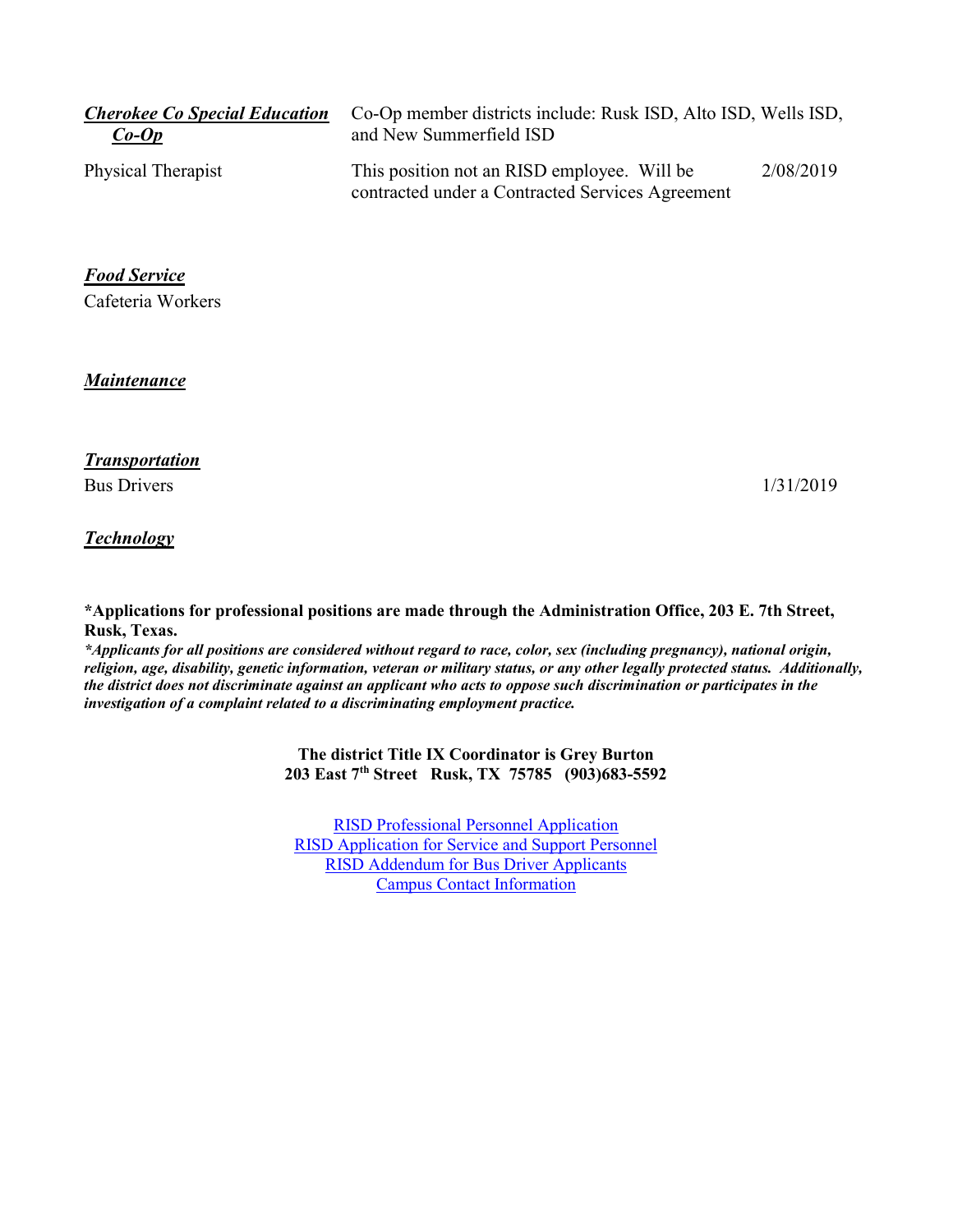| | | |
|---|---|---|
| ***Cherokee Co Special Education Co-Op*** | Co-Op member districts include: Rusk ISD, Alto ISD, Wells ISD, and New Summerfield ISD | |
| Physical Therapist | This position not an RISD employee. Will be contracted under a Contracted Services Agreement | 2/08/2019 |

***Food Service***

Cafeteria Workers

***Maintenance***

***Transportation***

| | |
|---|---|
| Bus Drivers | 1/31/2019 |

***Technology***

**\*Applications for professional positions are made through the Administration Office, 203 E. 7th Street, Rusk, Texas.**

***\*Applicants for all positions are considered without regard to race, color, sex (including pregnancy), national origin, religion, age, disability, genetic information, veteran or military status, or any other legally protected status. Additionally, the district does not discriminate against an applicant who acts to oppose such discrimination or participates in the investigation of a complaint related to a discriminating employment practice.***

**The district Title IX Coordinator is Grey Burton**
**203 East 7th Street Rusk, TX 75785 (903)683-5592**

RISD Professional Personnel Application
RISD Application for Service and Support Personnel
RISD Addendum for Bus Driver Applicants
Campus Contact Information